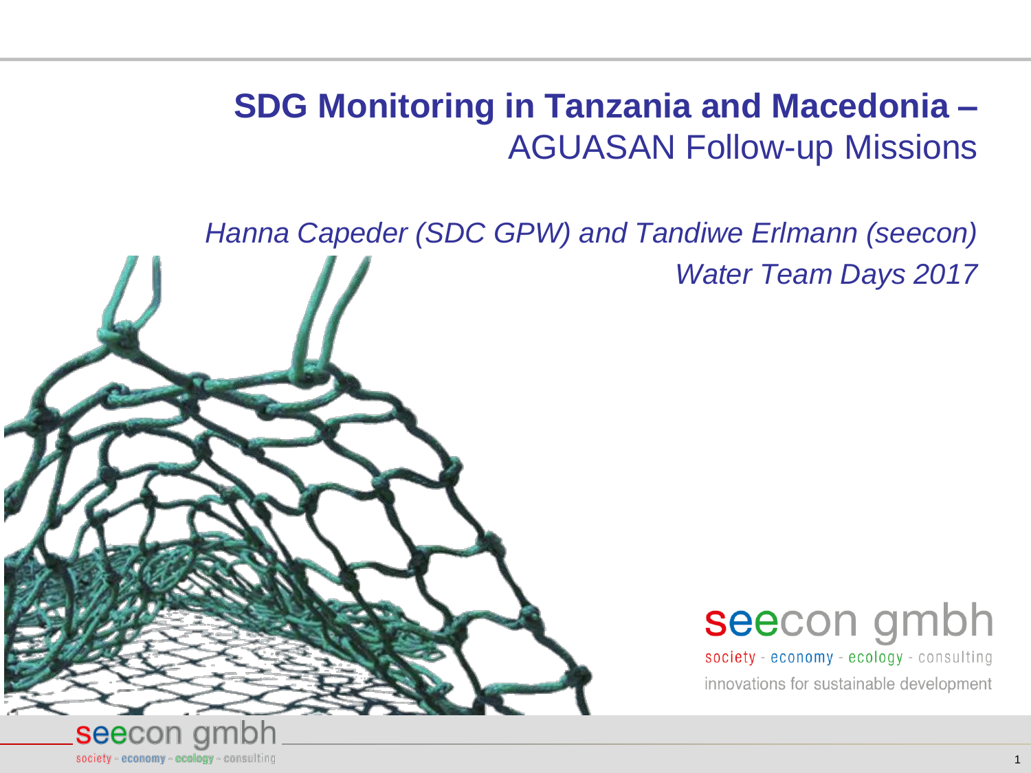# **SDG Monitoring in Tanzania and Macedonia –** AGUASAN Follow-up Missions

*Hanna Capeder (SDC GPW) and Tandiwe Erlmann (seecon)*

*Water Team Days 2017*

seecon gmbh

society - economy - ecology - consulting

innovations for sustainable development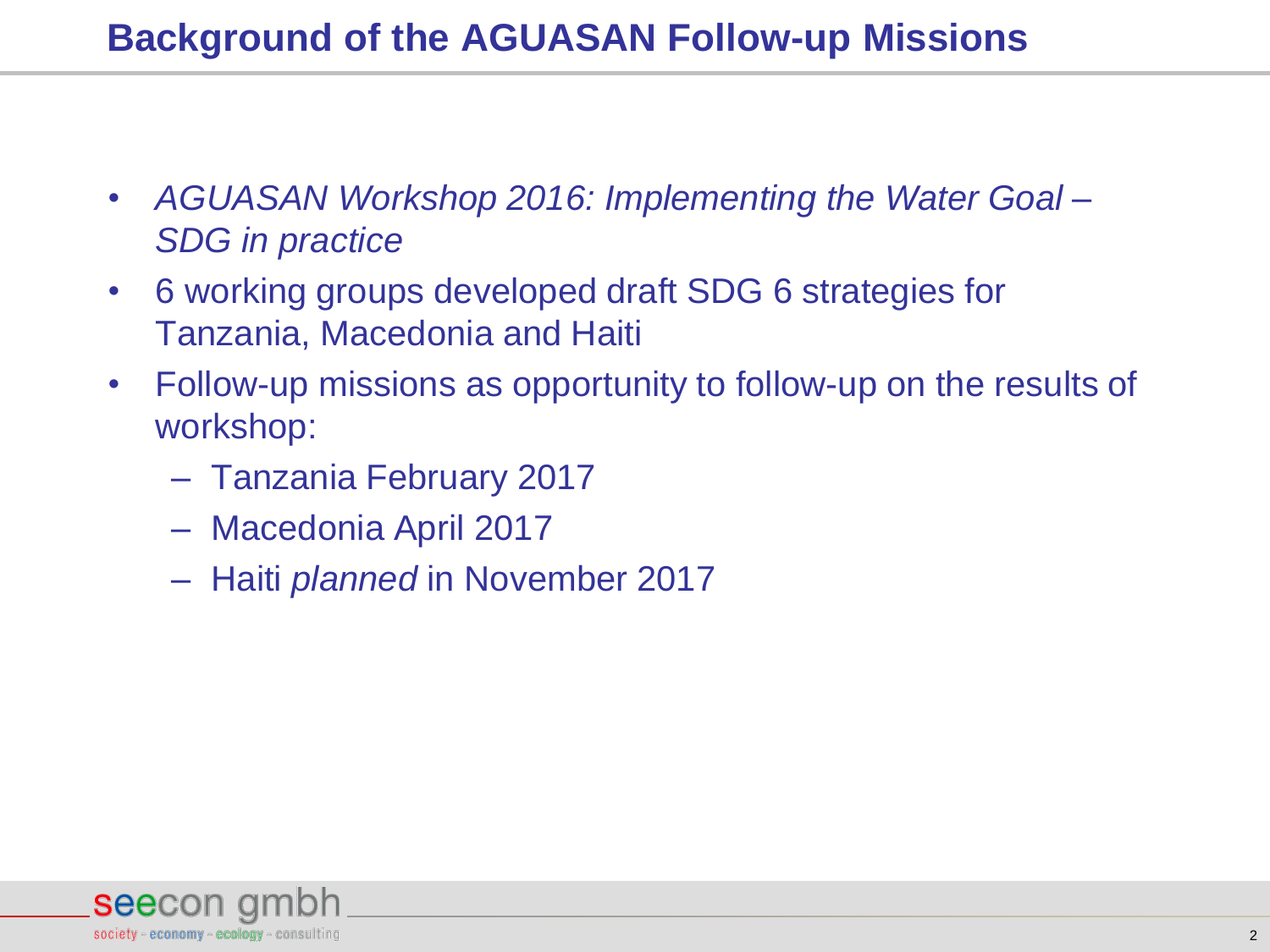# Background of the AGUASAN Follow-up Missions

- *AGUASAN Workshop 2016: Implementing the Water Goal – SDG in practice*
- 6 working groups developed draft SDG 6 strategies for Tanzania, Macedonia and Haiti
- Follow-up missions as opportunity to follow-up on the results of workshop:
  - Tanzania February 2017
  - Macedonia April 2017
  - Haiti *planned* in November 2017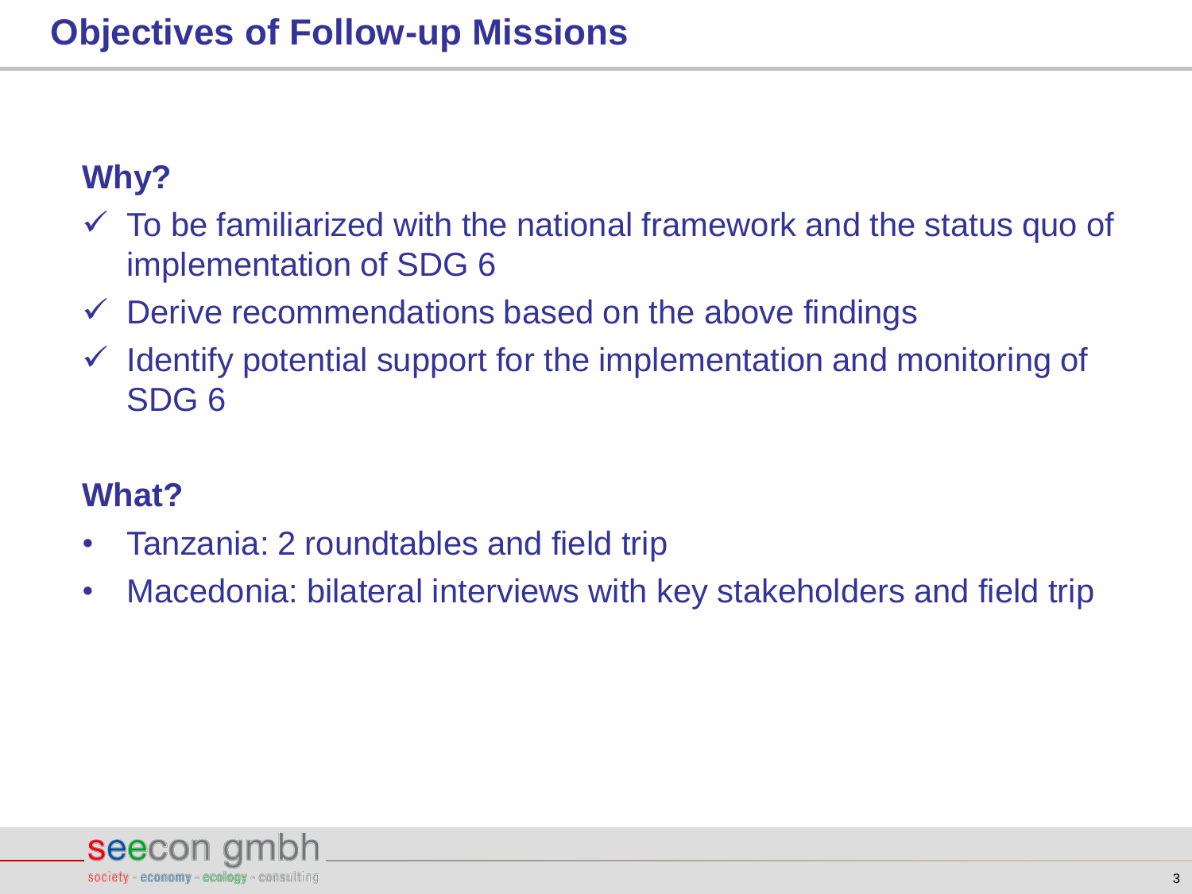# Objectives of Follow-up Missions

## Why?

- ✓ To be familiarized with the national framework and the status quo of implementation of SDG 6
- ✓ Derive recommendations based on the above findings
- ✓ Identify potential support for the implementation and monitoring of SDG 6

## What?

- Tanzania: 2 roundtables and field trip
- Macedonia: bilateral interviews with key stakeholders and field trip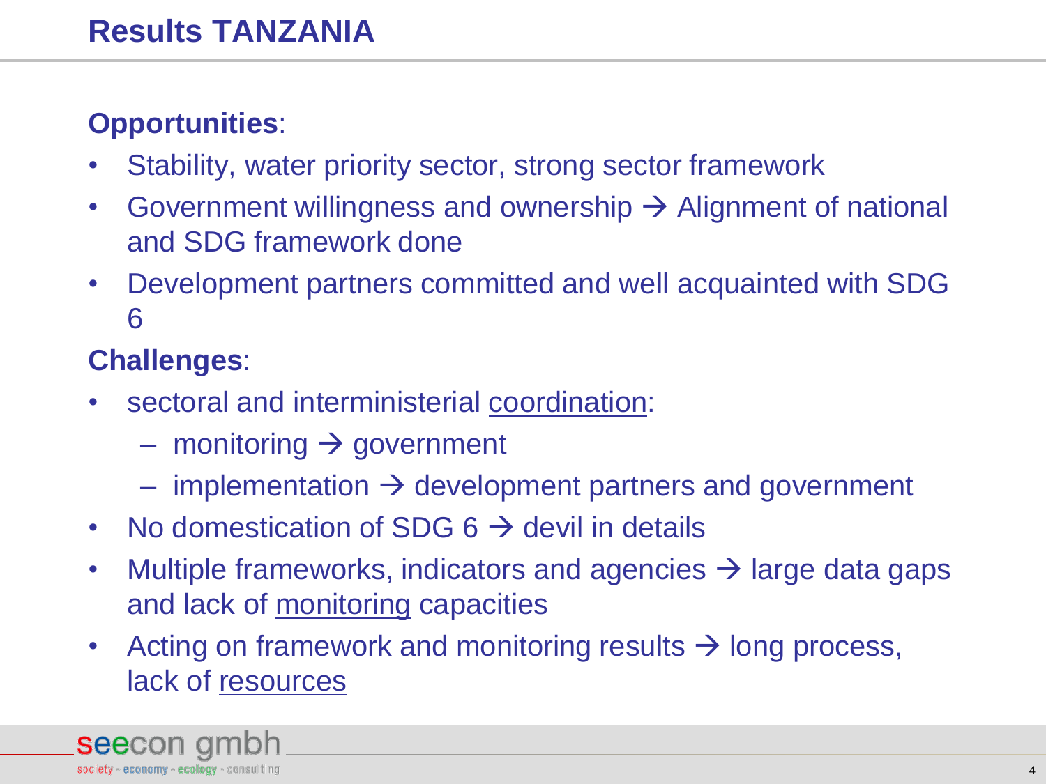# Results TANZANIA

**Opportunities**:

- Stability, water priority sector, strong sector framework
- Government willingness and ownership → Alignment of national and SDG framework done
- Development partners committed and well acquainted with SDG 6

**Challenges**:

- sectoral and interministerial <u>coordination</u>:
  - monitoring → government
  - implementation → development partners and government
- No domestication of SDG 6 → devil in details
- Multiple frameworks, indicators and agencies → large data gaps and lack of <u>monitoring</u> capacities
- Acting on framework and monitoring results → long process, lack of <u>resources</u>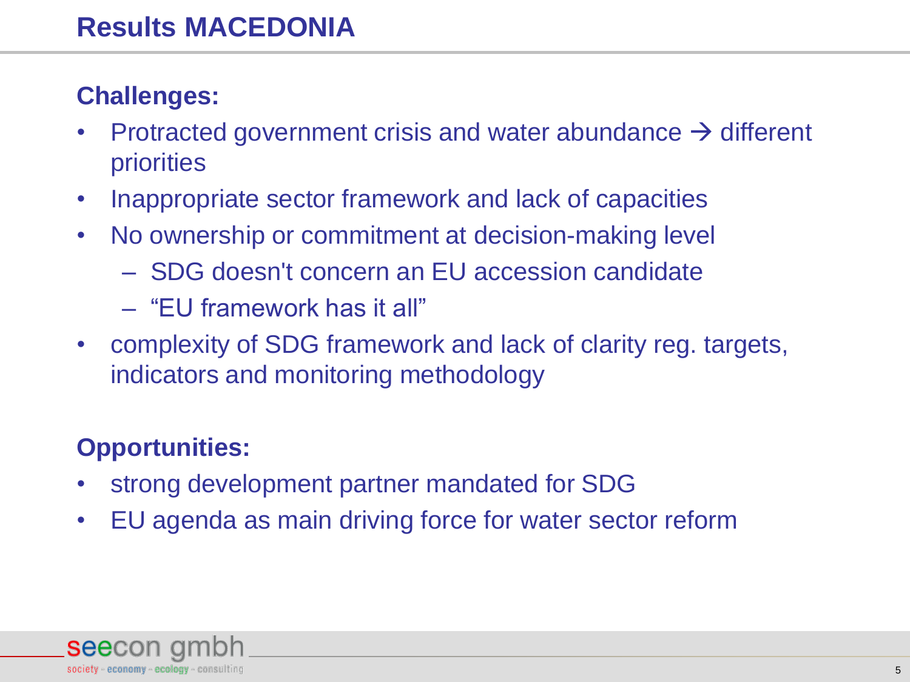# Results MACEDONIA

**Challenges:**

- Protracted government crisis and water abundance → different priorities
- Inappropriate sector framework and lack of capacities
- No ownership or commitment at decision-making level
  - SDG doesn't concern an EU accession candidate
  - "EU framework has it all"
- complexity of SDG framework and lack of clarity reg. targets, indicators and monitoring methodology

**Opportunities:**

- strong development partner mandated for SDG
- EU agenda as main driving force for water sector reform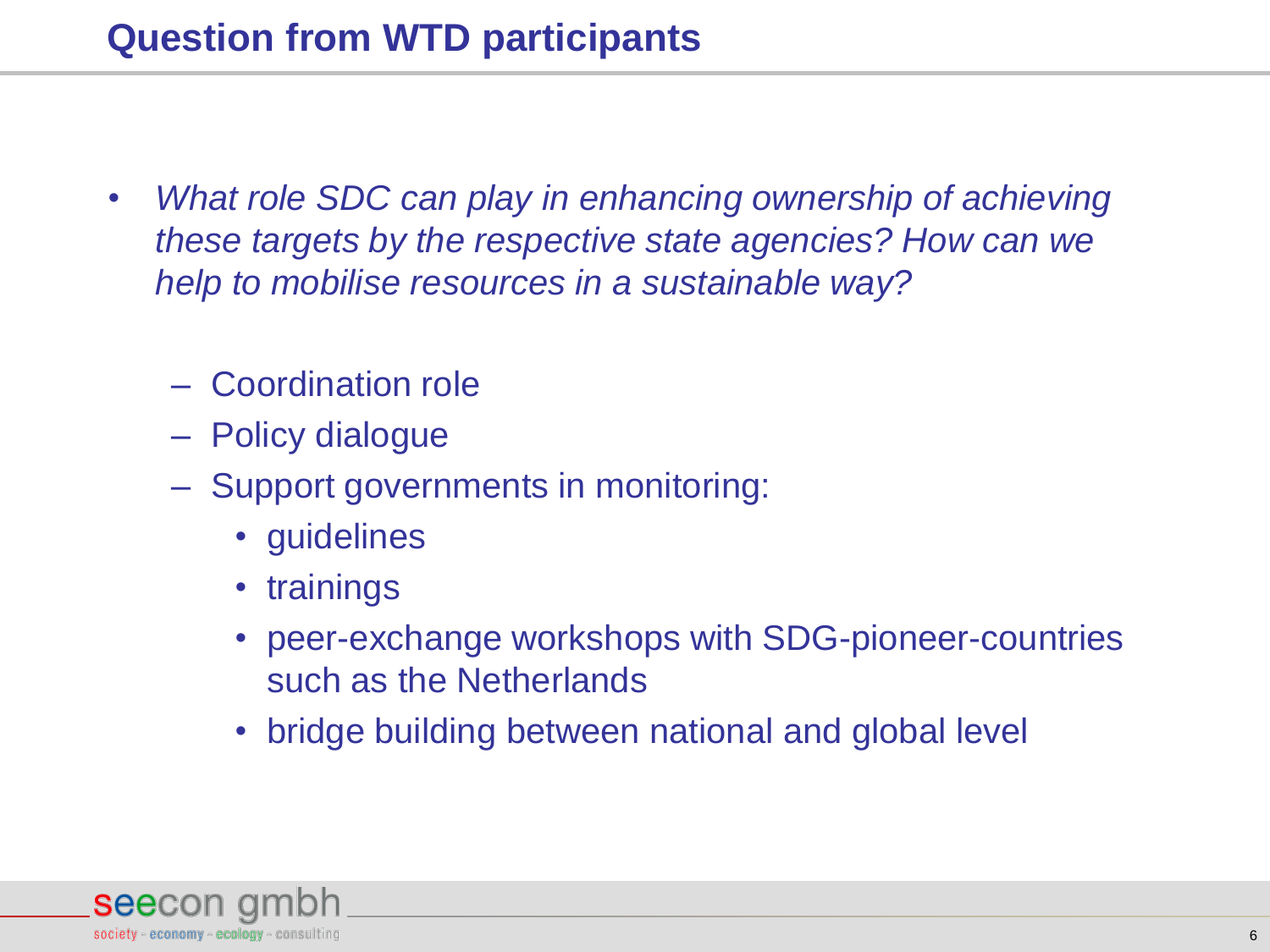# Question from WTD participants

- *What role SDC can play in enhancing ownership of achieving these targets by the respective state agencies? How can we help to mobilise resources in a sustainable way?*
  - Coordination role
  - Policy dialogue
  - Support governments in monitoring:
    - guidelines
    - trainings
    - peer-exchange workshops with SDG-pioneer-countries such as the Netherlands
    - bridge building between national and global level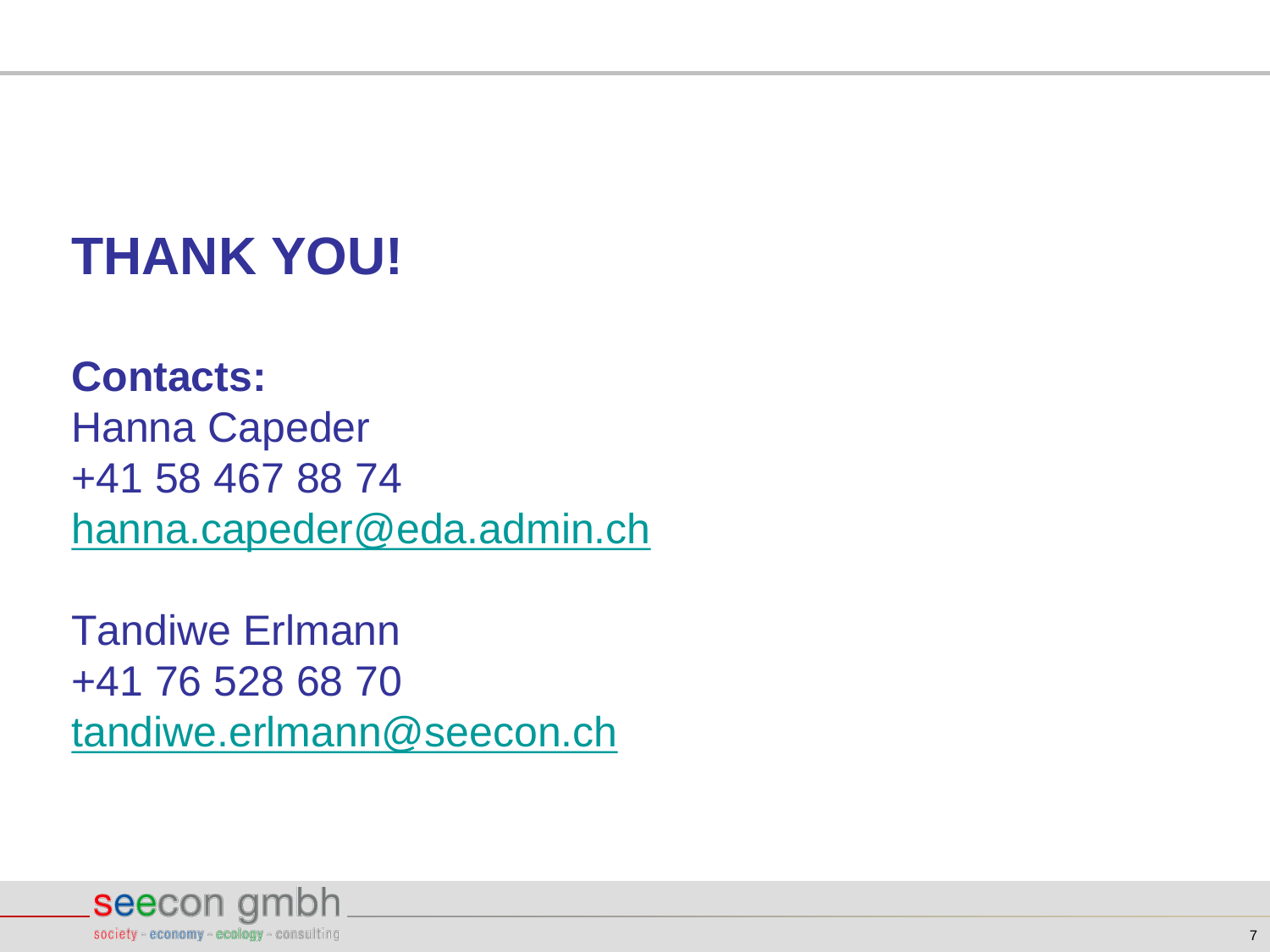# THANK YOU!

**Contacts:**

Hanna Capeder
+41 58 467 88 74
hanna.capeder@eda.admin.ch

Tandiwe Erlmann
+41 76 528 68 70
tandiwe.erlmann@seecon.ch